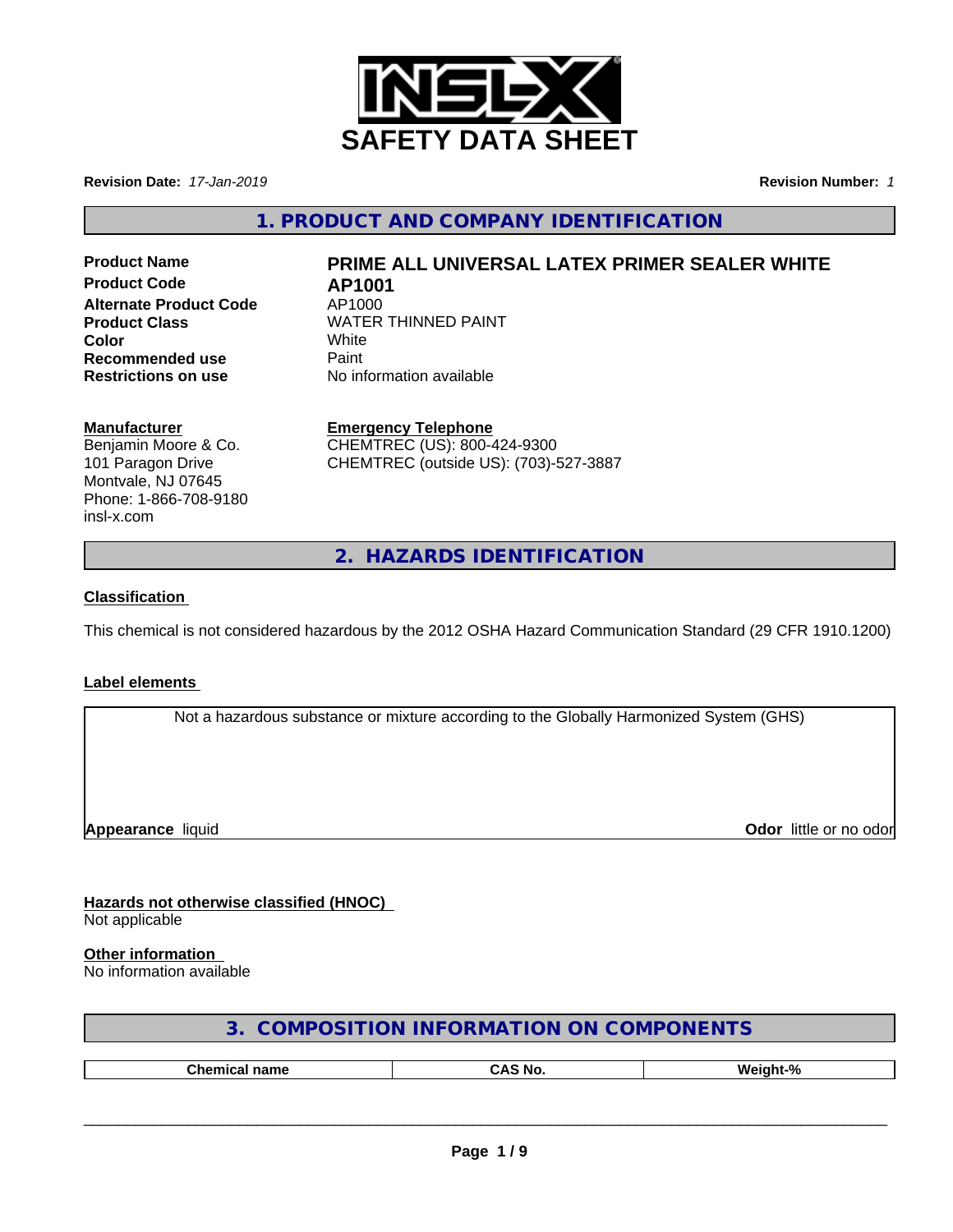# SAFETY DATA SHEET

**Revision Date:** *17-Jan-2019* **Revision Number:** *1*

## 1. PRODUCT AND COMPANY IDENTIFICATION

| | |
|---|---|
| **Product Name** | **PRIME ALL UNIVERSAL LATEX PRIMER SEALER WHITE** |
| **Product Code** | **AP1001** |
| **Alternate Product Code** | AP1000 |
| **Product Class** | WATER THINNED PAINT |
| **Color** | White |
| **Recommended use** | Paint |
| **Restrictions on use** | No information available |

**Manufacturer**
Benjamin Moore & Co.
101 Paragon Drive
Montvale, NJ 07645
Phone: 1-866-708-9180
insl-x.com

**Emergency Telephone**
CHEMTREC (US): 800-424-9300
CHEMTREC (outside US): (703)-527-3887

## 2. HAZARDS IDENTIFICATION

**Classification**

This chemical is not considered hazardous by the 2012 OSHA Hazard Communication Standard (29 CFR 1910.1200)

**Label elements**

Not a hazardous substance or mixture according to the Globally Harmonized System (GHS)

**Appearance** liquid **Odor** little or no odor

**Hazards not otherwise classified (HNOC)**
Not applicable

**Other information**
No information available

## 3. COMPOSITION INFORMATION ON COMPONENTS

| Chemical name | CAS No. | Weight-% |
|---|---|---|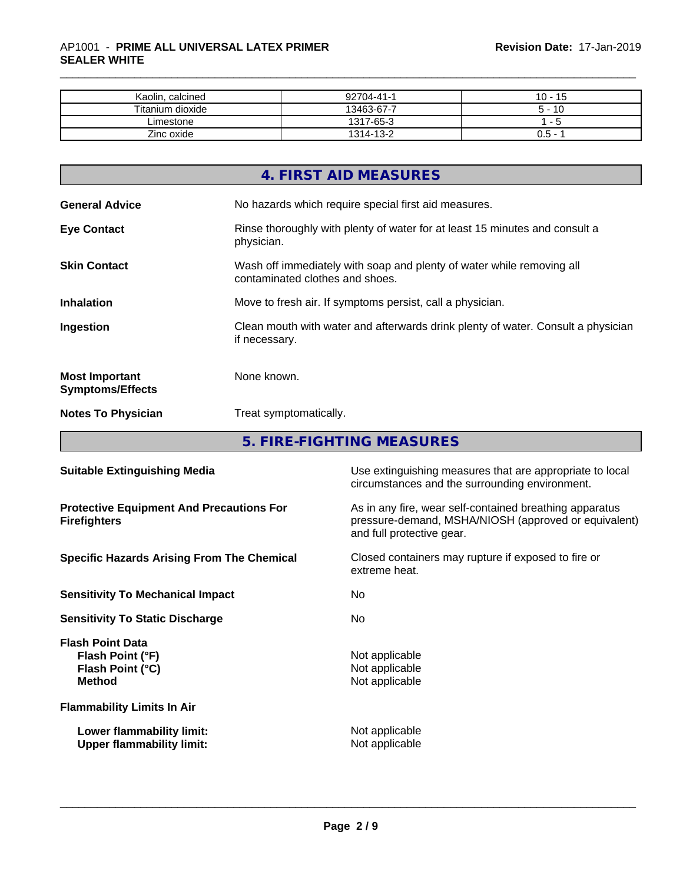| Kaolin, calcined | 92704-41-1 | 10 - 15 |
|---|---|---|
| Titanium dioxide | 13463-67-7 | 5 - 10 |
| Limestone | 1317-65-3 | 1 - 5 |
| Zinc oxide | 1314-13-2 | 0.5 - 1 |

## 4. FIRST AID MEASURES

**General Advice** No hazards which require special first aid measures.

**Eye Contact** Rinse thoroughly with plenty of water for at least 15 minutes and consult a physician.

**Skin Contact** Wash off immediately with soap and plenty of water while removing all contaminated clothes and shoes.

**Inhalation** Move to fresh air. If symptoms persist, call a physician.

**Ingestion** Clean mouth with water and afterwards drink plenty of water. Consult a physician if necessary.

**Most Important Symptoms/Effects** None known.

**Notes To Physician** Treat symptomatically.

## 5. FIRE-FIGHTING MEASURES

**Suitable Extinguishing Media** Use extinguishing measures that are appropriate to local circumstances and the surrounding environment.

**Protective Equipment And Precautions For Firefighters** As in any fire, wear self-contained breathing apparatus pressure-demand, MSHA/NIOSH (approved or equivalent) and full protective gear.

**Specific Hazards Arising From The Chemical** Closed containers may rupture if exposed to fire or extreme heat.

**Sensitivity To Mechanical Impact** No

**Sensitivity To Static Discharge** No

**Flash Point Data**
**Flash Point (°F)** Not applicable
**Flash Point (°C)** Not applicable
**Method** Not applicable

**Flammability Limits In Air**

**Lower flammability limit:** Not applicable
**Upper flammability limit:** Not applicable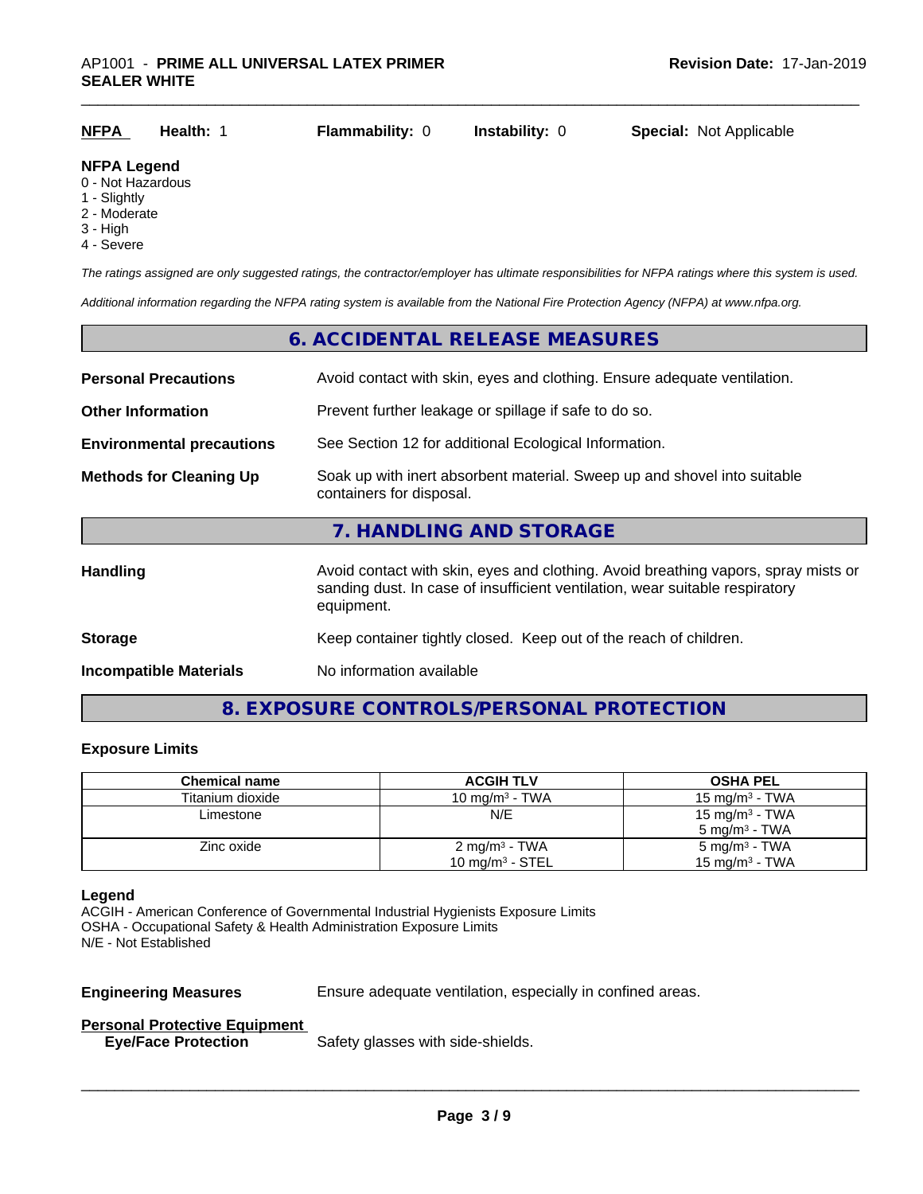| **NFPA** | **Health:** 1 | **Flammability:** 0 | **Instability:** 0 | **Special:** Not Applicable |
|---|---|---|---|---|

**NFPA Legend**
0 - Not Hazardous
1 - Slightly
2 - Moderate
3 - High
4 - Severe

*The ratings assigned are only suggested ratings, the contractor/employer has ultimate responsibilities for NFPA ratings where this system is used.*

*Additional information regarding the NFPA rating system is available from the National Fire Protection Agency (NFPA) at www.nfpa.org.*

## 6. ACCIDENTAL RELEASE MEASURES

**Personal Precautions** Avoid contact with skin, eyes and clothing. Ensure adequate ventilation.

**Other Information** Prevent further leakage or spillage if safe to do so.

**Environmental precautions** See Section 12 for additional Ecological Information.

**Methods for Cleaning Up** Soak up with inert absorbent material. Sweep up and shovel into suitable containers for disposal.

## 7. HANDLING AND STORAGE

**Handling** Avoid contact with skin, eyes and clothing. Avoid breathing vapors, spray mists or sanding dust. In case of insufficient ventilation, wear suitable respiratory equipment.

**Storage** Keep container tightly closed. Keep out of the reach of children.

**Incompatible Materials** No information available

## 8. EXPOSURE CONTROLS/PERSONAL PROTECTION

### Exposure Limits

| Chemical name | ACGIH TLV | OSHA PEL |
|---|---|---|
| Titanium dioxide | 10 mg/m³ - TWA | 15 mg/m³ - TWA |
| Limestone | N/E | 15 mg/m³ - TWA<br>5 mg/m³ - TWA |
| Zinc oxide | 2 mg/m³ - TWA<br>10 mg/m³ - STEL | 5 mg/m³ - TWA<br>15 mg/m³ - TWA |

**Legend**
ACGIH - American Conference of Governmental Industrial Hygienists Exposure Limits
OSHA - Occupational Safety & Health Administration Exposure Limits
N/E - Not Established

**Engineering Measures** Ensure adequate ventilation, especially in confined areas.

**Personal Protective Equipment**
**Eye/Face Protection** Safety glasses with side-shields.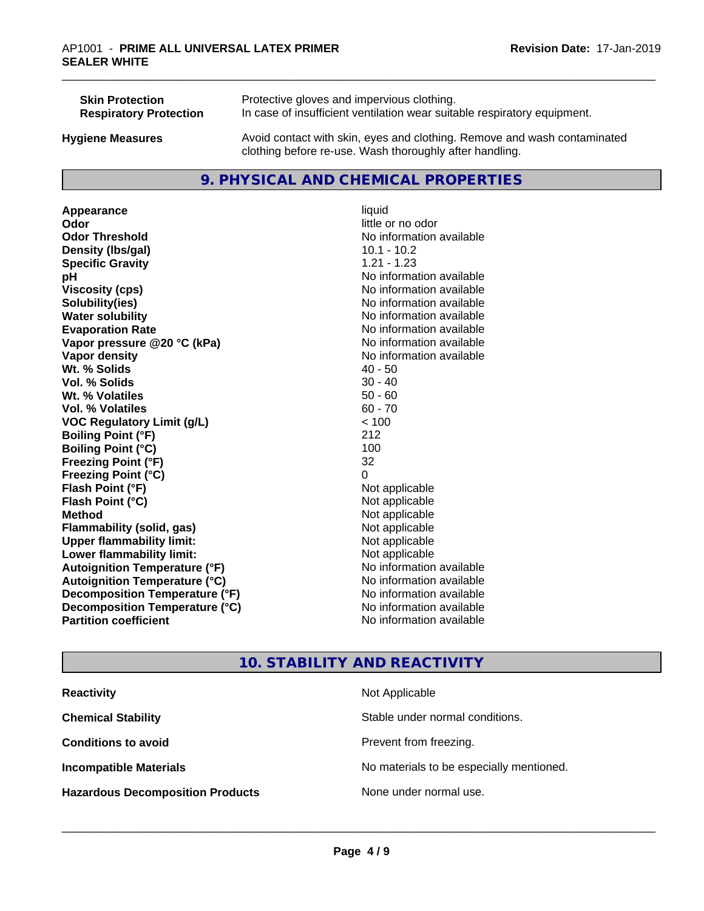| | |
|---|---|
| **Skin Protection** | Protective gloves and impervious clothing. |
| **Respiratory Protection** | In case of insufficient ventilation wear suitable respiratory equipment. |
| **Hygiene Measures** | Avoid contact with skin, eyes and clothing. Remove and wash contaminated clothing before re-use. Wash thoroughly after handling. |

## 9. PHYSICAL AND CHEMICAL PROPERTIES

| | |
|---|---|
| **Appearance** | liquid |
| **Odor** | little or no odor |
| **Odor Threshold** | No information available |
| **Density (lbs/gal)** | 10.1 - 10.2 |
| **Specific Gravity** | 1.21 - 1.23 |
| **pH** | No information available |
| **Viscosity (cps)** | No information available |
| **Solubility(ies)** | No information available |
| **Water solubility** | No information available |
| **Evaporation Rate** | No information available |
| **Vapor pressure @20 °C (kPa)** | No information available |
| **Vapor density** | No information available |
| **Wt. % Solids** | 40 - 50 |
| **Vol. % Solids** | 30 - 40 |
| **Wt. % Volatiles** | 50 - 60 |
| **Vol. % Volatiles** | 60 - 70 |
| **VOC Regulatory Limit (g/L)** | < 100 |
| **Boiling Point (°F)** | 212 |
| **Boiling Point (°C)** | 100 |
| **Freezing Point (°F)** | 32 |
| **Freezing Point (°C)** | 0 |
| **Flash Point (°F)** | Not applicable |
| **Flash Point (°C)** | Not applicable |
| **Method** | Not applicable |
| **Flammability (solid, gas)** | Not applicable |
| **Upper flammability limit:** | Not applicable |
| **Lower flammability limit:** | Not applicable |
| **Autoignition Temperature (°F)** | No information available |
| **Autoignition Temperature (°C)** | No information available |
| **Decomposition Temperature (°F)** | No information available |
| **Decomposition Temperature (°C)** | No information available |
| **Partition coefficient** | No information available |

## 10. STABILITY AND REACTIVITY

| | |
|---|---|
| **Reactivity** | Not Applicable |
| **Chemical Stability** | Stable under normal conditions. |
| **Conditions to avoid** | Prevent from freezing. |
| **Incompatible Materials** | No materials to be especially mentioned. |
| **Hazardous Decomposition Products** | None under normal use. |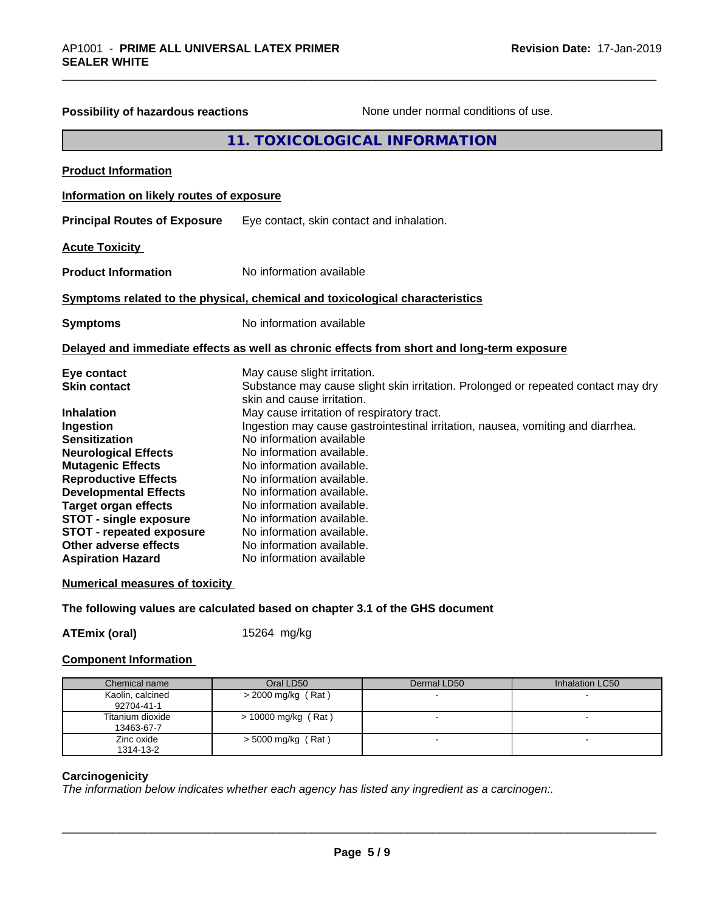**Possibility of hazardous reactions** None under normal conditions of use.

## 11. TOXICOLOGICAL INFORMATION

**Product Information**

**Information on likely routes of exposure**

**Principal Routes of Exposure** Eye contact, skin contact and inhalation.

**Acute Toxicity**

**Product Information** No information available

**Symptoms related to the physical, chemical and toxicological characteristics**

**Symptoms** No information available

**Delayed and immediate effects as well as chronic effects from short and long-term exposure**

**Eye contact** May cause slight irritation.
**Skin contact** Substance may cause slight skin irritation. Prolonged or repeated contact may dry skin and cause irritation.
**Inhalation** May cause irritation of respiratory tract.
**Ingestion** Ingestion may cause gastrointestinal irritation, nausea, vomiting and diarrhea.
**Sensitization** No information available
**Neurological Effects** No information available.
**Mutagenic Effects** No information available.
**Reproductive Effects** No information available.
**Developmental Effects** No information available.
**Target organ effects** No information available.
**STOT - single exposure** No information available.
**STOT - repeated exposure** No information available.
**Other adverse effects** No information available.
**Aspiration Hazard** No information available

**Numerical measures of toxicity**

**The following values are calculated based on chapter 3.1 of the GHS document**

**ATEmix (oral)** 15264 mg/kg

**Component Information**

| Chemical name | Oral LD50 | Dermal LD50 | Inhalation LC50 |
|---|---|---|---|
| Kaolin, calcined 92704-41-1 | > 2000 mg/kg ( Rat ) | - | - |
| Titanium dioxide 13463-67-7 | > 10000 mg/kg ( Rat ) | - | - |
| Zinc oxide 1314-13-2 | > 5000 mg/kg ( Rat ) | - | - |

**Carcinogenicity**

*The information below indicates whether each agency has listed any ingredient as a carcinogen:.*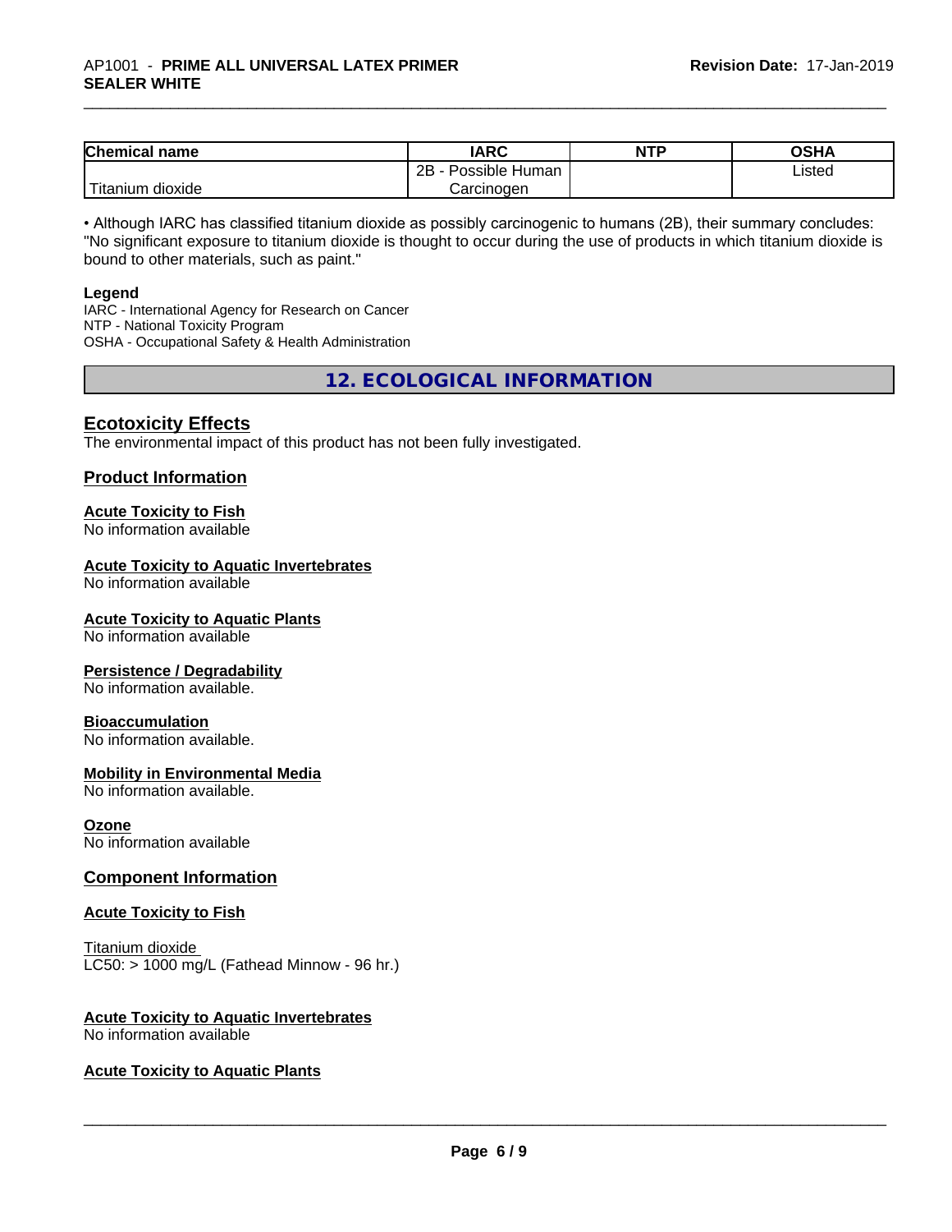| Chemical name | IARC | NTP | OSHA |
| --- | --- | --- | --- |
| Titanium dioxide | 2B - Possible Human Carcinogen | | Listed |

• Although IARC has classified titanium dioxide as possibly carcinogenic to humans (2B), their summary concludes: "No significant exposure to titanium dioxide is thought to occur during the use of products in which titanium dioxide is bound to other materials, such as paint."

**Legend**
IARC - International Agency for Research on Cancer
NTP - National Toxicity Program
OSHA - Occupational Safety & Health Administration

## 12. ECOLOGICAL INFORMATION

### Ecotoxicity Effects

The environmental impact of this product has not been fully investigated.

### Product Information

**Acute Toxicity to Fish**
No information available

**Acute Toxicity to Aquatic Invertebrates**
No information available

**Acute Toxicity to Aquatic Plants**
No information available

**Persistence / Degradability**
No information available.

**Bioaccumulation**
No information available.

**Mobility in Environmental Media**
No information available.

**Ozone**
No information available

### Component Information

**Acute Toxicity to Fish**

Titanium dioxide
LC50: > 1000 mg/L (Fathead Minnow - 96 hr.)

**Acute Toxicity to Aquatic Invertebrates**
No information available

**Acute Toxicity to Aquatic Plants**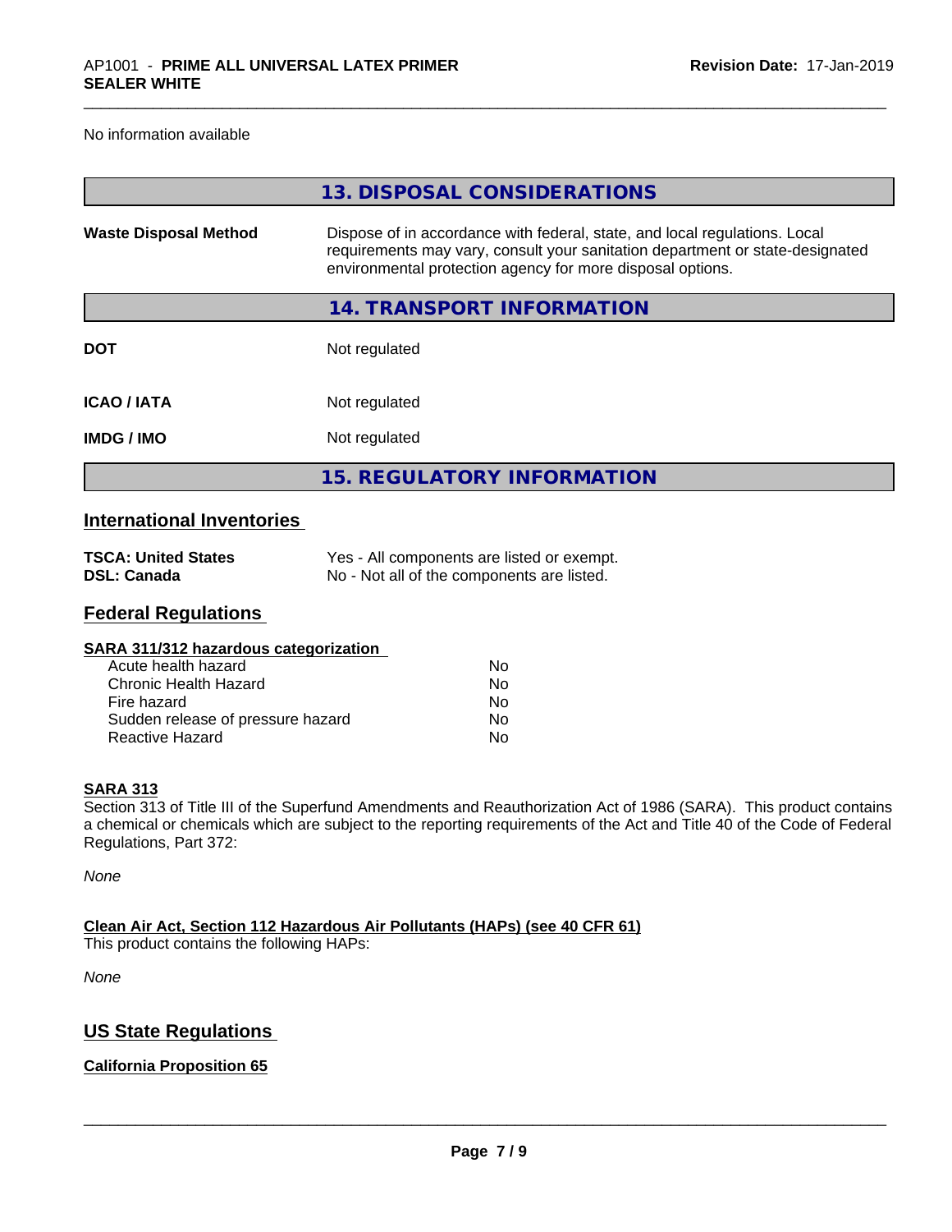No information available

## 13. DISPOSAL CONSIDERATIONS

**Waste Disposal Method** Dispose of in accordance with federal, state, and local regulations. Local requirements may vary, consult your sanitation department or state-designated environmental protection agency for more disposal options.

## 14. TRANSPORT INFORMATION

| | |
|---|---|
| **DOT** | Not regulated |
| **ICAO / IATA** | Not regulated |
| **IMDG / IMO** | Not regulated |

## 15. REGULATORY INFORMATION

### International Inventories

| | |
|---|---|
| **TSCA: United States** | Yes - All components are listed or exempt. |
| **DSL: Canada** | No - Not all of the components are listed. |

### Federal Regulations

**SARA 311/312 hazardous categorization**

| | |
|---|---|
| Acute health hazard | No |
| Chronic Health Hazard | No |
| Fire hazard | No |
| Sudden release of pressure hazard | No |
| Reactive Hazard | No |

**SARA 313**

Section 313 of Title III of the Superfund Amendments and Reauthorization Act of 1986 (SARA). This product contains a chemical or chemicals which are subject to the reporting requirements of the Act and Title 40 of the Code of Federal Regulations, Part 372:

*None*

**Clean Air Act, Section 112 Hazardous Air Pollutants (HAPs) (see 40 CFR 61)**

This product contains the following HAPs:

*None*

### US State Regulations

**California Proposition 65**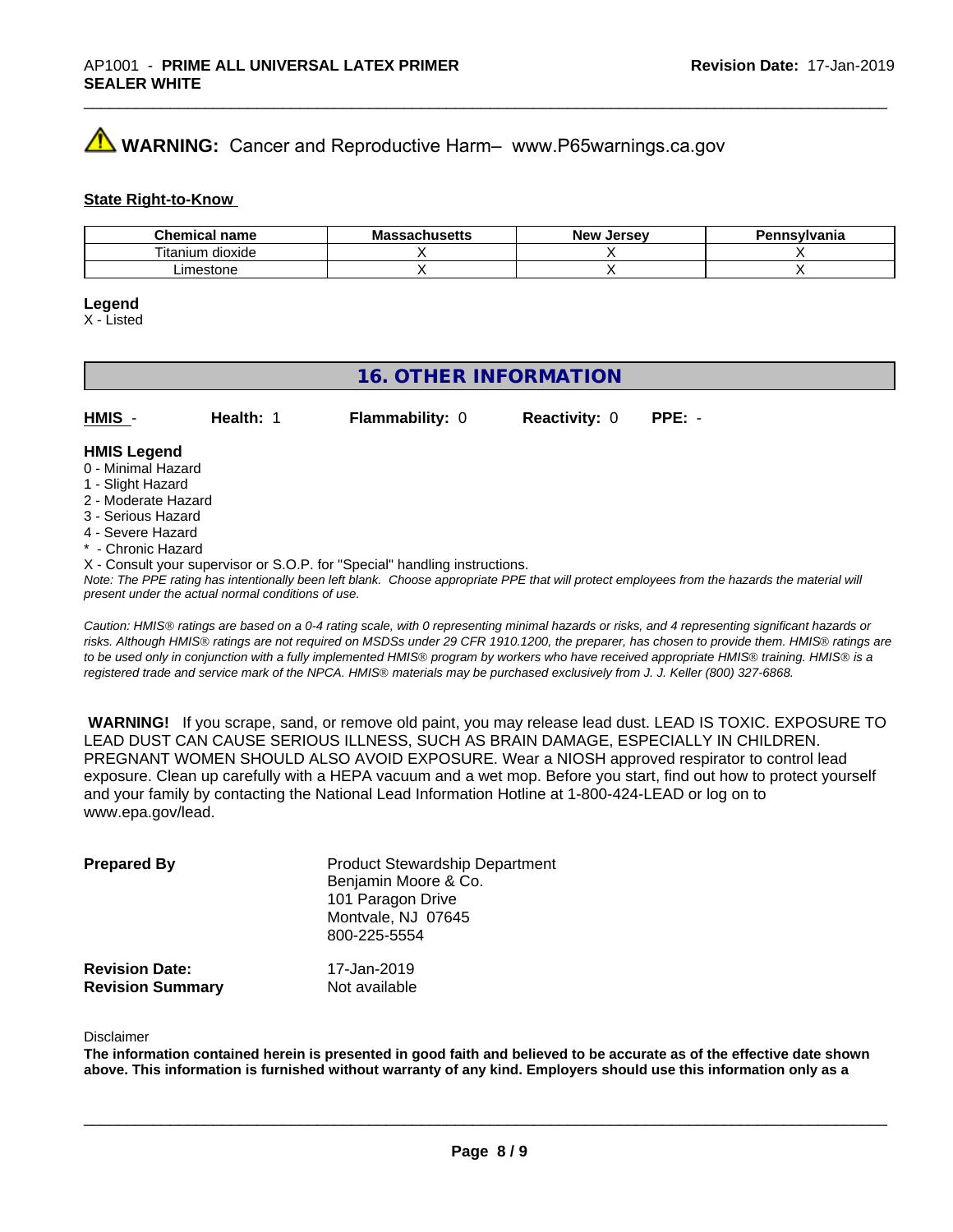**WARNING:** Cancer and Reproductive Harm– www.P65warnings.ca.gov

**State Right-to-Know**

| Chemical name | Massachusetts | New Jersey | Pennsylvania |
|---|---|---|---|
| Titanium dioxide | X | X | X |
| Limestone | X | X | X |

**Legend**
X - Listed

## 16. OTHER INFORMATION

| HMIS - | Health: 1 | Flammability: 0 | Reactivity: 0 | PPE: - |
|---|---|---|---|---|

**HMIS Legend**
0 - Minimal Hazard
1 - Slight Hazard
2 - Moderate Hazard
3 - Serious Hazard
4 - Severe Hazard
* - Chronic Hazard
X - Consult your supervisor or S.O.P. for "Special" handling instructions.

*Note: The PPE rating has intentionally been left blank. Choose appropriate PPE that will protect employees from the hazards the material will present under the actual normal conditions of use.*

*Caution: HMIS® ratings are based on a 0-4 rating scale, with 0 representing minimal hazards or risks, and 4 representing significant hazards or risks. Although HMIS® ratings are not required on MSDSs under 29 CFR 1910.1200, the preparer, has chosen to provide them. HMIS® ratings are to be used only in conjunction with a fully implemented HMIS® program by workers who have received appropriate HMIS® training. HMIS® is a registered trade and service mark of the NPCA. HMIS® materials may be purchased exclusively from J. J. Keller (800) 327-6868.*

**WARNING!** If you scrape, sand, or remove old paint, you may release lead dust. LEAD IS TOXIC. EXPOSURE TO LEAD DUST CAN CAUSE SERIOUS ILLNESS, SUCH AS BRAIN DAMAGE, ESPECIALLY IN CHILDREN. PREGNANT WOMEN SHOULD ALSO AVOID EXPOSURE. Wear a NIOSH approved respirator to control lead exposure. Clean up carefully with a HEPA vacuum and a wet mop. Before you start, find out how to protect yourself and your family by contacting the National Lead Information Hotline at 1-800-424-LEAD or log on to www.epa.gov/lead.

**Prepared By**
Product Stewardship Department
Benjamin Moore & Co.
101 Paragon Drive
Montvale, NJ 07645
800-225-5554

**Revision Date:** 17-Jan-2019
**Revision Summary** Not available

Disclaimer

**The information contained herein is presented in good faith and believed to be accurate as of the effective date shown above. This information is furnished without warranty of any kind. Employers should use this information only as a**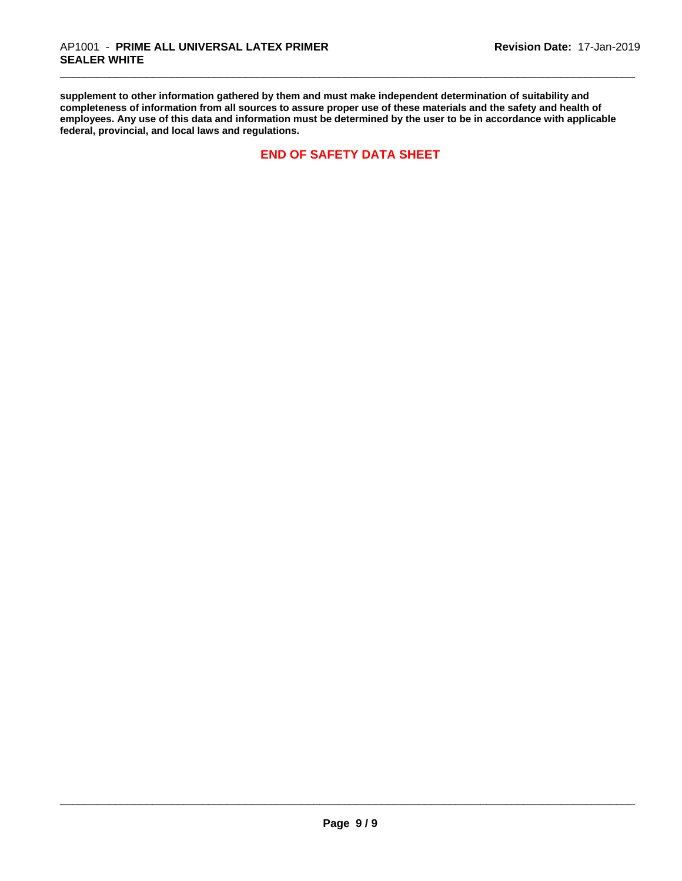**supplement to other information gathered by them and must make independent determination of suitability and completeness of information from all sources to assure proper use of these materials and the safety and health of employees. Any use of this data and information must be determined by the user to be in accordance with applicable federal, provincial, and local laws and regulations.**

**END OF SAFETY DATA SHEET**